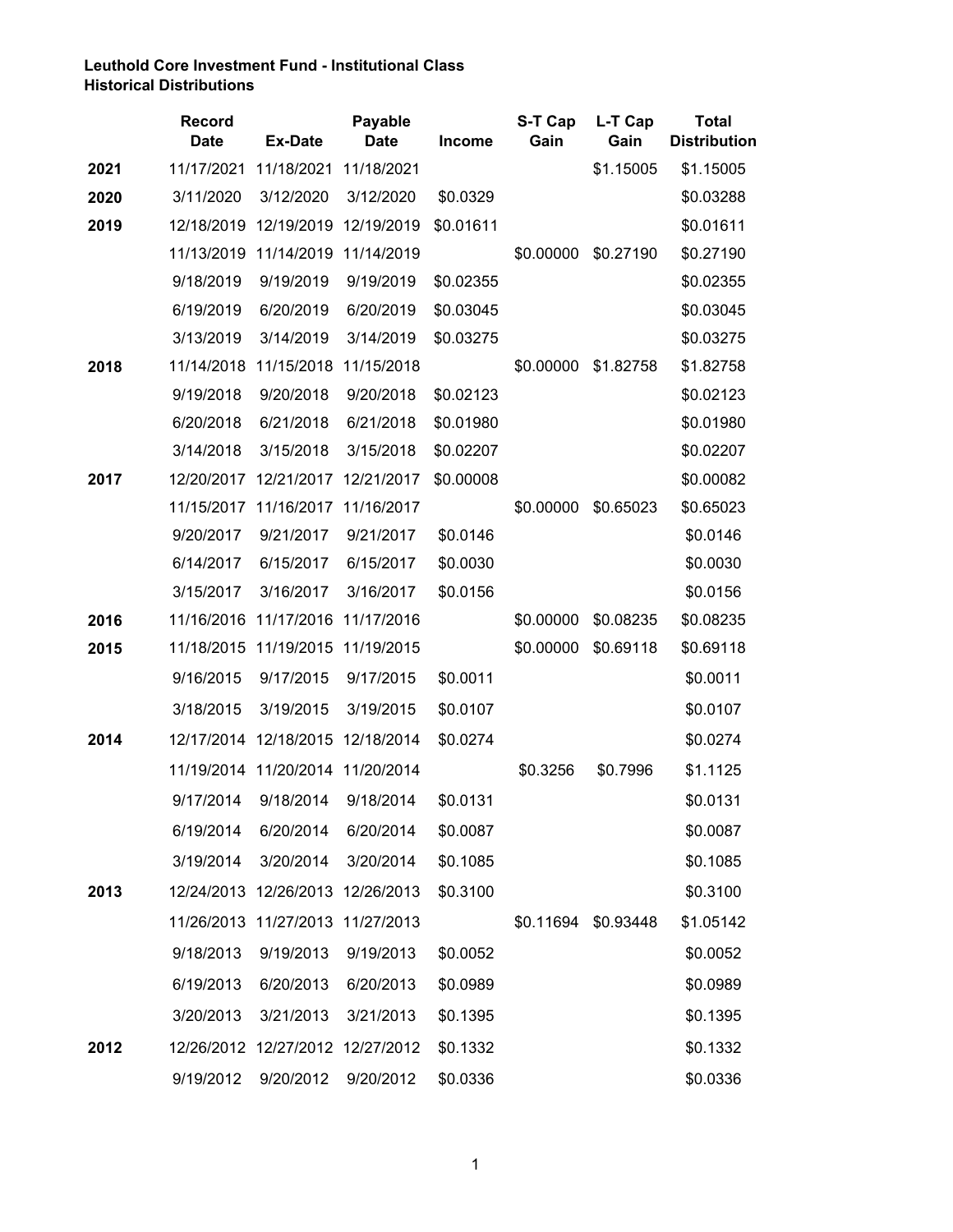**Leuthold Core Investment Fund - Institutional Class**
**Historical Distributions**

| | Record Date | Ex-Date | Payable Date | Income | S-T Cap Gain | L-T Cap Gain | Total Distribution |
|---|---|---|---|---|---|---|---|
| **2021** | 11/17/2021 | 11/18/2021 | 11/18/2021 | | | $1.15005 | $1.15005 |
| **2020** | 3/11/2020 | 3/12/2020 | 3/12/2020 | $0.0329 | | | $0.03288 |
| **2019** | 12/18/2019 | 12/19/2019 | 12/19/2019 | $0.01611 | | | $0.01611 |
| | 11/13/2019 | 11/14/2019 | 11/14/2019 | | $0.00000 | $0.27190 | $0.27190 |
| | 9/18/2019 | 9/19/2019 | 9/19/2019 | $0.02355 | | | $0.02355 |
| | 6/19/2019 | 6/20/2019 | 6/20/2019 | $0.03045 | | | $0.03045 |
| | 3/13/2019 | 3/14/2019 | 3/14/2019 | $0.03275 | | | $0.03275 |
| **2018** | 11/14/2018 | 11/15/2018 | 11/15/2018 | | $0.00000 | $1.82758 | $1.82758 |
| | 9/19/2018 | 9/20/2018 | 9/20/2018 | $0.02123 | | | $0.02123 |
| | 6/20/2018 | 6/21/2018 | 6/21/2018 | $0.01980 | | | $0.01980 |
| | 3/14/2018 | 3/15/2018 | 3/15/2018 | $0.02207 | | | $0.02207 |
| **2017** | 12/20/2017 | 12/21/2017 | 12/21/2017 | $0.00008 | | | $0.00082 |
| | 11/15/2017 | 11/16/2017 | 11/16/2017 | | $0.00000 | $0.65023 | $0.65023 |
| | 9/20/2017 | 9/21/2017 | 9/21/2017 | $0.0146 | | | $0.0146 |
| | 6/14/2017 | 6/15/2017 | 6/15/2017 | $0.0030 | | | $0.0030 |
| | 3/15/2017 | 3/16/2017 | 3/16/2017 | $0.0156 | | | $0.0156 |
| **2016** | 11/16/2016 | 11/17/2016 | 11/17/2016 | | $0.00000 | $0.08235 | $0.08235 |
| **2015** | 11/18/2015 | 11/19/2015 | 11/19/2015 | | $0.00000 | $0.69118 | $0.69118 |
| | 9/16/2015 | 9/17/2015 | 9/17/2015 | $0.0011 | | | $0.0011 |
| | 3/18/2015 | 3/19/2015 | 3/19/2015 | $0.0107 | | | $0.0107 |
| **2014** | 12/17/2014 | 12/18/2015 | 12/18/2014 | $0.0274 | | | $0.0274 |
| | 11/19/2014 | 11/20/2014 | 11/20/2014 | | $0.3256 | $0.7996 | $1.1125 |
| | 9/17/2014 | 9/18/2014 | 9/18/2014 | $0.0131 | | | $0.0131 |
| | 6/19/2014 | 6/20/2014 | 6/20/2014 | $0.0087 | | | $0.0087 |
| | 3/19/2014 | 3/20/2014 | 3/20/2014 | $0.1085 | | | $0.1085 |
| **2013** | 12/24/2013 | 12/26/2013 | 12/26/2013 | $0.3100 | | | $0.3100 |
| | 11/26/2013 | 11/27/2013 | 11/27/2013 | | $0.11694 | $0.93448 | $1.05142 |
| | 9/18/2013 | 9/19/2013 | 9/19/2013 | $0.0052 | | | $0.0052 |
| | 6/19/2013 | 6/20/2013 | 6/20/2013 | $0.0989 | | | $0.0989 |
| | 3/20/2013 | 3/21/2013 | 3/21/2013 | $0.1395 | | | $0.1395 |
| **2012** | 12/26/2012 | 12/27/2012 | 12/27/2012 | $0.1332 | | | $0.1332 |
| | 9/19/2012 | 9/20/2012 | 9/20/2012 | $0.0336 | | | $0.0336 |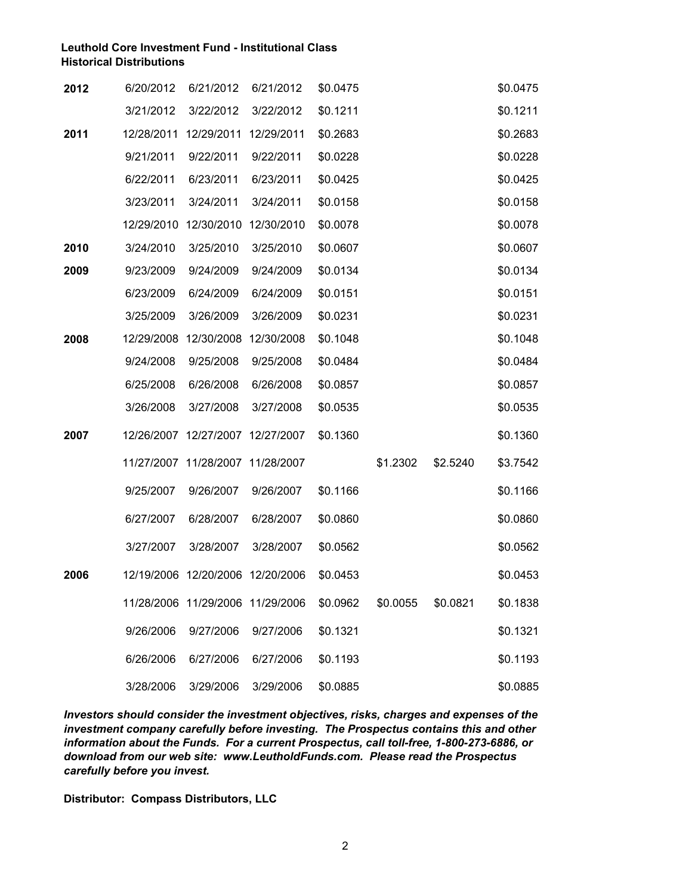**Leuthold Core Investment Fund - Institutional Class**
**Historical Distributions**

| | | | | | | | |
|---|---|---|---|---|---|---|---|
| **2012** | 6/20/2012 | 6/21/2012 | 6/21/2012 | $0.0475 | | | $0.0475 |
| | 3/21/2012 | 3/22/2012 | 3/22/2012 | $0.1211 | | | $0.1211 |
| **2011** | 12/28/2011 | 12/29/2011 | 12/29/2011 | $0.2683 | | | $0.2683 |
| | 9/21/2011 | 9/22/2011 | 9/22/2011 | $0.0228 | | | $0.0228 |
| | 6/22/2011 | 6/23/2011 | 6/23/2011 | $0.0425 | | | $0.0425 |
| | 3/23/2011 | 3/24/2011 | 3/24/2011 | $0.0158 | | | $0.0158 |
| | 12/29/2010 | 12/30/2010 | 12/30/2010 | $0.0078 | | | $0.0078 |
| **2010** | 3/24/2010 | 3/25/2010 | 3/25/2010 | $0.0607 | | | $0.0607 |
| **2009** | 9/23/2009 | 9/24/2009 | 9/24/2009 | $0.0134 | | | $0.0134 |
| | 6/23/2009 | 6/24/2009 | 6/24/2009 | $0.0151 | | | $0.0151 |
| | 3/25/2009 | 3/26/2009 | 3/26/2009 | $0.0231 | | | $0.0231 |
| **2008** | 12/29/2008 | 12/30/2008 | 12/30/2008 | $0.1048 | | | $0.1048 |
| | 9/24/2008 | 9/25/2008 | 9/25/2008 | $0.0484 | | | $0.0484 |
| | 6/25/2008 | 6/26/2008 | 6/26/2008 | $0.0857 | | | $0.0857 |
| | 3/26/2008 | 3/27/2008 | 3/27/2008 | $0.0535 | | | $0.0535 |
| **2007** | 12/26/2007 | 12/27/2007 | 12/27/2007 | $0.1360 | | | $0.1360 |
| | 11/27/2007 | 11/28/2007 | 11/28/2007 | | $1.2302 | $2.5240 | $3.7542 |
| | 9/25/2007 | 9/26/2007 | 9/26/2007 | $0.1166 | | | $0.1166 |
| | 6/27/2007 | 6/28/2007 | 6/28/2007 | $0.0860 | | | $0.0860 |
| | 3/27/2007 | 3/28/2007 | 3/28/2007 | $0.0562 | | | $0.0562 |
| **2006** | 12/19/2006 | 12/20/2006 | 12/20/2006 | $0.0453 | | | $0.0453 |
| | 11/28/2006 | 11/29/2006 | 11/29/2006 | $0.0962 | $0.0055 | $0.0821 | $0.1838 |
| | 9/26/2006 | 9/27/2006 | 9/27/2006 | $0.1321 | | | $0.1321 |
| | 6/26/2006 | 6/27/2006 | 6/27/2006 | $0.1193 | | | $0.1193 |
| | 3/28/2006 | 3/29/2006 | 3/29/2006 | $0.0885 | | | $0.0885 |

***Investors should consider the investment objectives, risks, charges and expenses of the investment company carefully before investing. The Prospectus contains this and other information about the Funds. For a current Prospectus, call toll-free, 1-800-273-6886, or download from our web site: www.LeutholdFunds.com. Please read the Prospectus carefully before you invest.***

**Distributor: Compass Distributors, LLC**